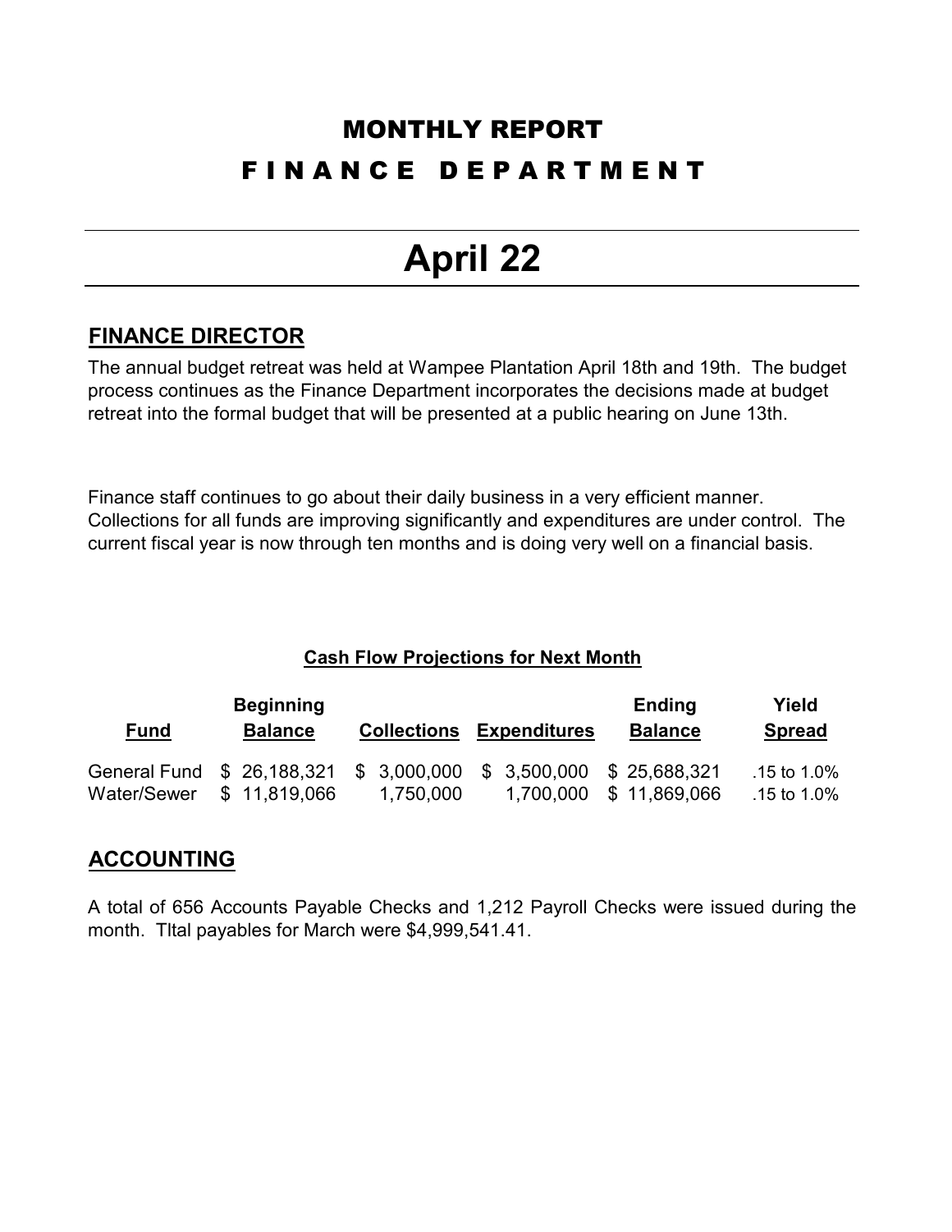# MONTHLY REPORT

## FINANCE DEPARTMENT

# April 22

## FINANCE DIRECTOR

The annual budget retreat was held at Wampee Plantation April 18th and 19th. The budget process continues as the Finance Department incorporates the decisions made at budget retreat into the formal budget that will be presented at a public hearing on June 13th.

Finance staff continues to go about their daily business in a very efficient manner. Collections for all funds are improving significantly and expenditures are under control. The current fiscal year is now through ten months and is doing very well on a financial basis.

**Cash Flow Projections for Next Month**

| Fund | Beginning Balance | Collections | Expenditures | Ending Balance | Yield Spread |
|---|---|---|---|---|---|
| General Fund | $ 26,188,321 | $ 3,000,000 | $ 3,500,000 | $ 25,688,321 | .15 to 1.0% |
| Water/Sewer | $ 11,819,066 | 1,750,000 | 1,700,000 | $ 11,869,066 | .15 to 1.0% |

## ACCOUNTING

A total of 656 Accounts Payable Checks and 1,212 Payroll Checks were issued during the month. Tltal payables for March were $4,999,541.41.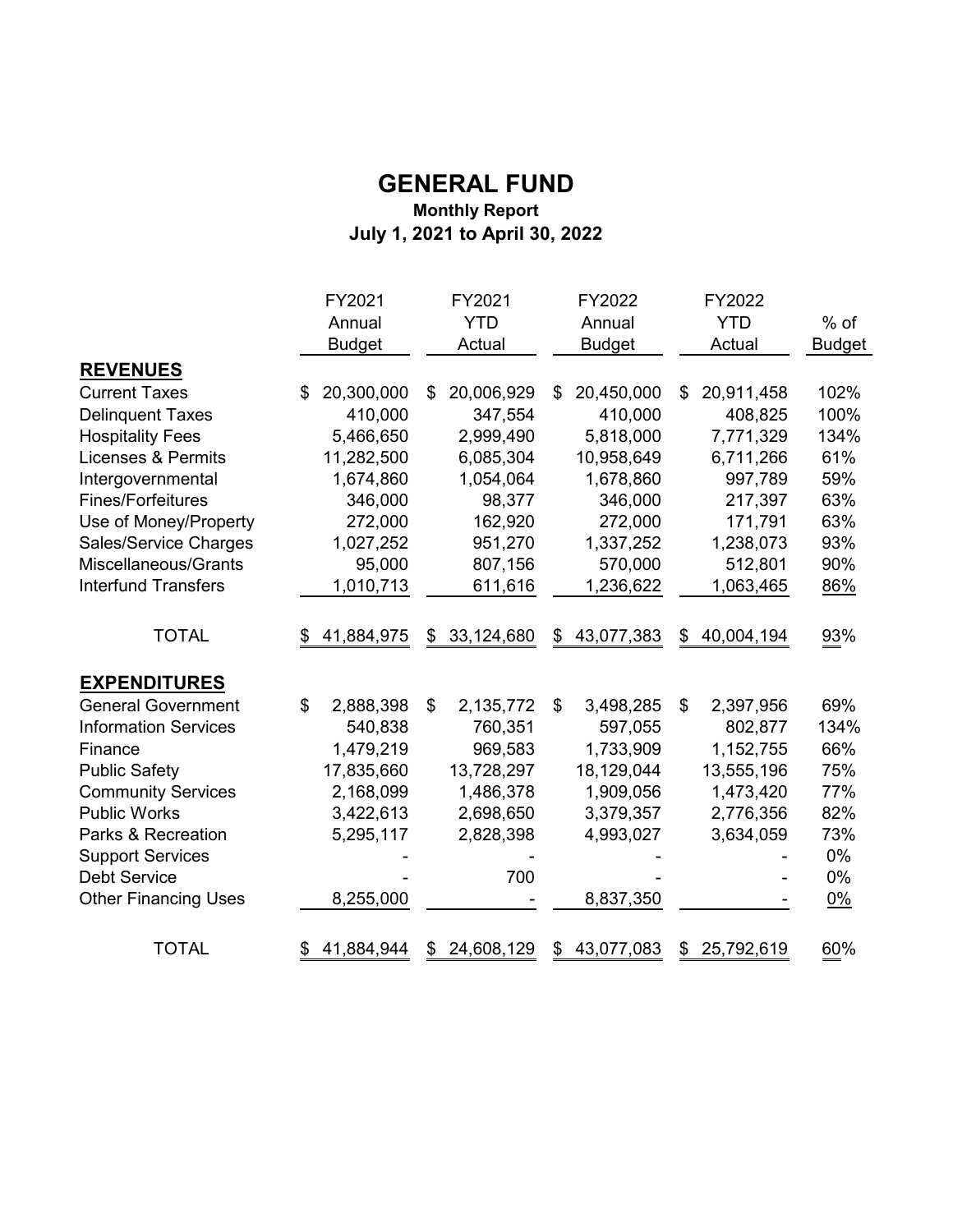# GENERAL FUND

**Monthly Report**

**July 1, 2021 to April 30, 2022**

| | FY2021 Annual Budget | FY2021 YTD Actual | FY2022 Annual Budget | FY2022 YTD Actual | % of Budget |
|---|---|---|---|---|---|
| **REVENUES** | | | | | |
| Current Taxes | $ 20,300,000 | $ 20,006,929 | $ 20,450,000 | $ 20,911,458 | 102% |
| Delinquent Taxes | 410,000 | 347,554 | 410,000 | 408,825 | 100% |
| Hospitality Fees | 5,466,650 | 2,999,490 | 5,818,000 | 7,771,329 | 134% |
| Licenses & Permits | 11,282,500 | 6,085,304 | 10,958,649 | 6,711,266 | 61% |
| Intergovernmental | 1,674,860 | 1,054,064 | 1,678,860 | 997,789 | 59% |
| Fines/Forfeitures | 346,000 | 98,377 | 346,000 | 217,397 | 63% |
| Use of Money/Property | 272,000 | 162,920 | 272,000 | 171,791 | 63% |
| Sales/Service Charges | 1,027,252 | 951,270 | 1,337,252 | 1,238,073 | 93% |
| Miscellaneous/Grants | 95,000 | 807,156 | 570,000 | 512,801 | 90% |
| Interfund Transfers | 1,010,713 | 611,616 | 1,236,622 | 1,063,465 | 86% |
| TOTAL | $ 41,884,975 | $ 33,124,680 | $ 43,077,383 | $ 40,004,194 | 93% |
| **EXPENDITURES** | | | | | |
| General Government | $ 2,888,398 | $ 2,135,772 | $ 3,498,285 | $ 2,397,956 | 69% |
| Information Services | 540,838 | 760,351 | 597,055 | 802,877 | 134% |
| Finance | 1,479,219 | 969,583 | 1,733,909 | 1,152,755 | 66% |
| Public Safety | 17,835,660 | 13,728,297 | 18,129,044 | 13,555,196 | 75% |
| Community Services | 2,168,099 | 1,486,378 | 1,909,056 | 1,473,420 | 77% |
| Public Works | 3,422,613 | 2,698,650 | 3,379,357 | 2,776,356 | 82% |
| Parks & Recreation | 5,295,117 | 2,828,398 | 4,993,027 | 3,634,059 | 73% |
| Support Services | - | - | - | - | 0% |
| Debt Service | - | 700 | - | - | 0% |
| Other Financing Uses | 8,255,000 | - | 8,837,350 | - | 0% |
| TOTAL | $ 41,884,944 | $ 24,608,129 | $ 43,077,083 | $ 25,792,619 | 60% |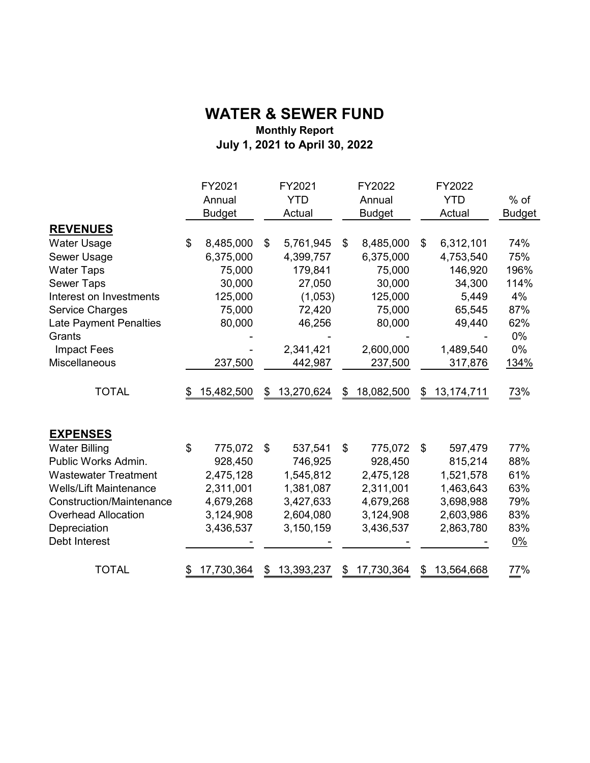# WATER & SEWER FUND

**Monthly Report**

**July 1, 2021 to April 30, 2022**

| | FY2021 Annual Budget | FY2021 YTD Actual | FY2022 Annual Budget | FY2022 YTD Actual | % of Budget |
|---|---|---|---|---|---|
| **REVENUES** | | | | | |
| Water Usage | $ 8,485,000 | $ 5,761,945 | $ 8,485,000 | $ 6,312,101 | 74% |
| Sewer Usage | 6,375,000 | 4,399,757 | 6,375,000 | 4,753,540 | 75% |
| Water Taps | 75,000 | 179,841 | 75,000 | 146,920 | 196% |
| Sewer Taps | 30,000 | 27,050 | 30,000 | 34,300 | 114% |
| Interest on Investments | 125,000 | (1,053) | 125,000 | 5,449 | 4% |
| Service Charges | 75,000 | 72,420 | 75,000 | 65,545 | 87% |
| Late Payment Penalties | 80,000 | 46,256 | 80,000 | 49,440 | 62% |
| Grants | - | - | - | - | 0% |
| Impact Fees | - | 2,341,421 | 2,600,000 | 1,489,540 | 0% |
| Miscellaneous | 237,500 | 442,987 | 237,500 | 317,876 | 134% |
| TOTAL | $ 15,482,500 | $ 13,270,624 | $ 18,082,500 | $ 13,174,711 | 73% |
| **EXPENSES** | | | | | |
| Water Billing | $ 775,072 | $ 537,541 | $ 775,072 | $ 597,479 | 77% |
| Public Works Admin. | 928,450 | 746,925 | 928,450 | 815,214 | 88% |
| Wastewater Treatment | 2,475,128 | 1,545,812 | 2,475,128 | 1,521,578 | 61% |
| Wells/Lift Maintenance | 2,311,001 | 1,381,087 | 2,311,001 | 1,463,643 | 63% |
| Construction/Maintenance | 4,679,268 | 3,427,633 | 4,679,268 | 3,698,988 | 79% |
| Overhead Allocation | 3,124,908 | 2,604,080 | 3,124,908 | 2,603,986 | 83% |
| Depreciation | 3,436,537 | 3,150,159 | 3,436,537 | 2,863,780 | 83% |
| Debt Interest | - | - | - | - | 0% |
| TOTAL | $ 17,730,364 | $ 13,393,237 | $ 17,730,364 | $ 13,564,668 | 77% |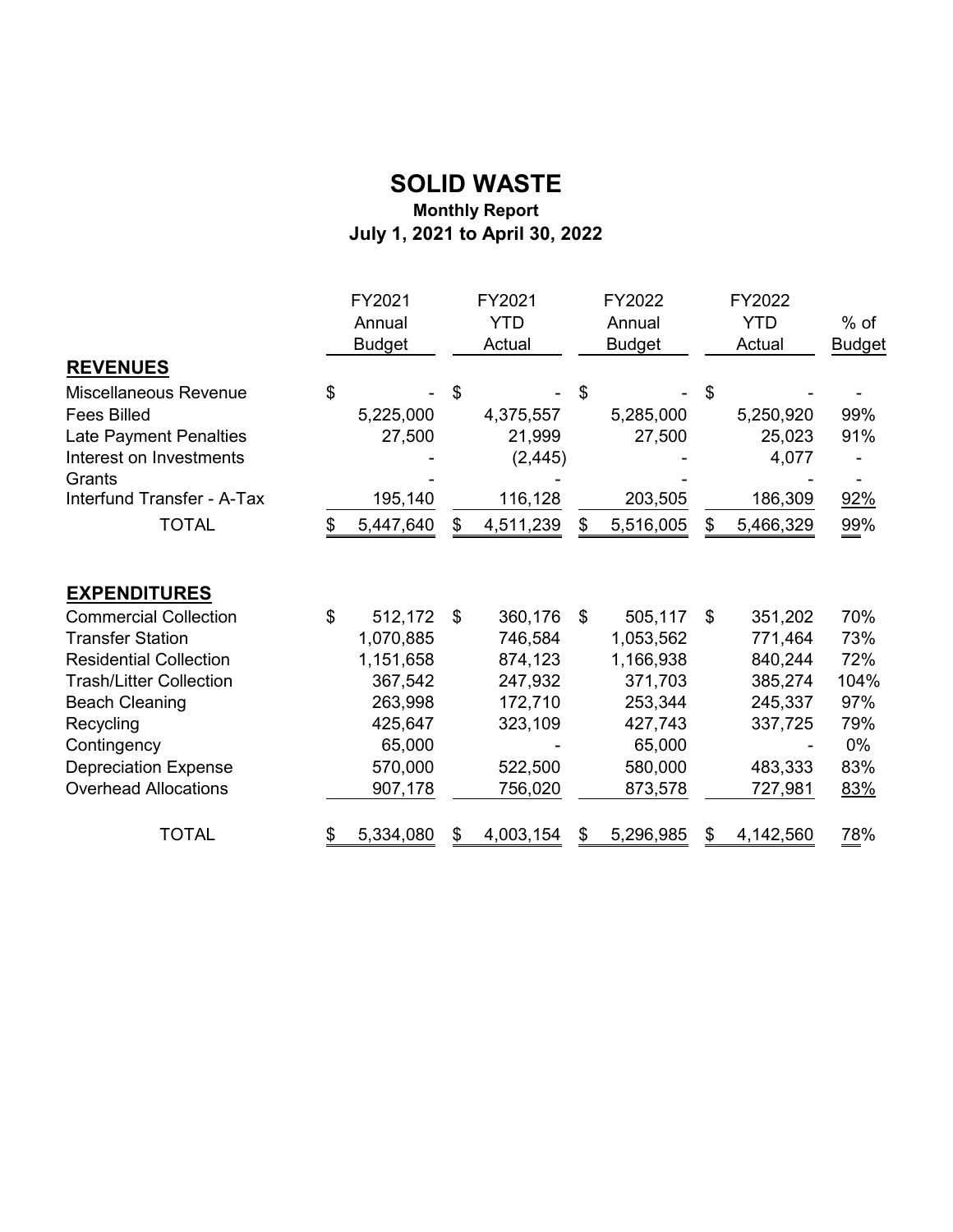# SOLID WASTE

**Monthly Report**

**July 1, 2021 to April 30, 2022**

| | FY2021 Annual Budget | FY2021 YTD Actual | FY2022 Annual Budget | FY2022 YTD Actual | % of Budget |
|---|---|---|---|---|---|
| **REVENUES** | | | | | |
| Miscellaneous Revenue | $ - | $ - | $ - | $ - | - |
| Fees Billed | 5,225,000 | 4,375,557 | 5,285,000 | 5,250,920 | 99% |
| Late Payment Penalties | 27,500 | 21,999 | 27,500 | 25,023 | 91% |
| Interest on Investments | - | (2,445) | - | 4,077 | - |
| Grants | - | - | - | - | - |
| Interfund Transfer - A-Tax | 195,140 | 116,128 | 203,505 | 186,309 | 92% |
| TOTAL | $ 5,447,640 | $ 4,511,239 | $ 5,516,005 | $ 5,466,329 | 99% |
| **EXPENDITURES** | | | | | |
| Commercial Collection | $ 512,172 | $ 360,176 | $ 505,117 | $ 351,202 | 70% |
| Transfer Station | 1,070,885 | 746,584 | 1,053,562 | 771,464 | 73% |
| Residential Collection | 1,151,658 | 874,123 | 1,166,938 | 840,244 | 72% |
| Trash/Litter Collection | 367,542 | 247,932 | 371,703 | 385,274 | 104% |
| Beach Cleaning | 263,998 | 172,710 | 253,344 | 245,337 | 97% |
| Recycling | 425,647 | 323,109 | 427,743 | 337,725 | 79% |
| Contingency | 65,000 | - | 65,000 | - | 0% |
| Depreciation Expense | 570,000 | 522,500 | 580,000 | 483,333 | 83% |
| Overhead Allocations | 907,178 | 756,020 | 873,578 | 727,981 | 83% |
| TOTAL | $ 5,334,080 | $ 4,003,154 | $ 5,296,985 | $ 4,142,560 | 78% |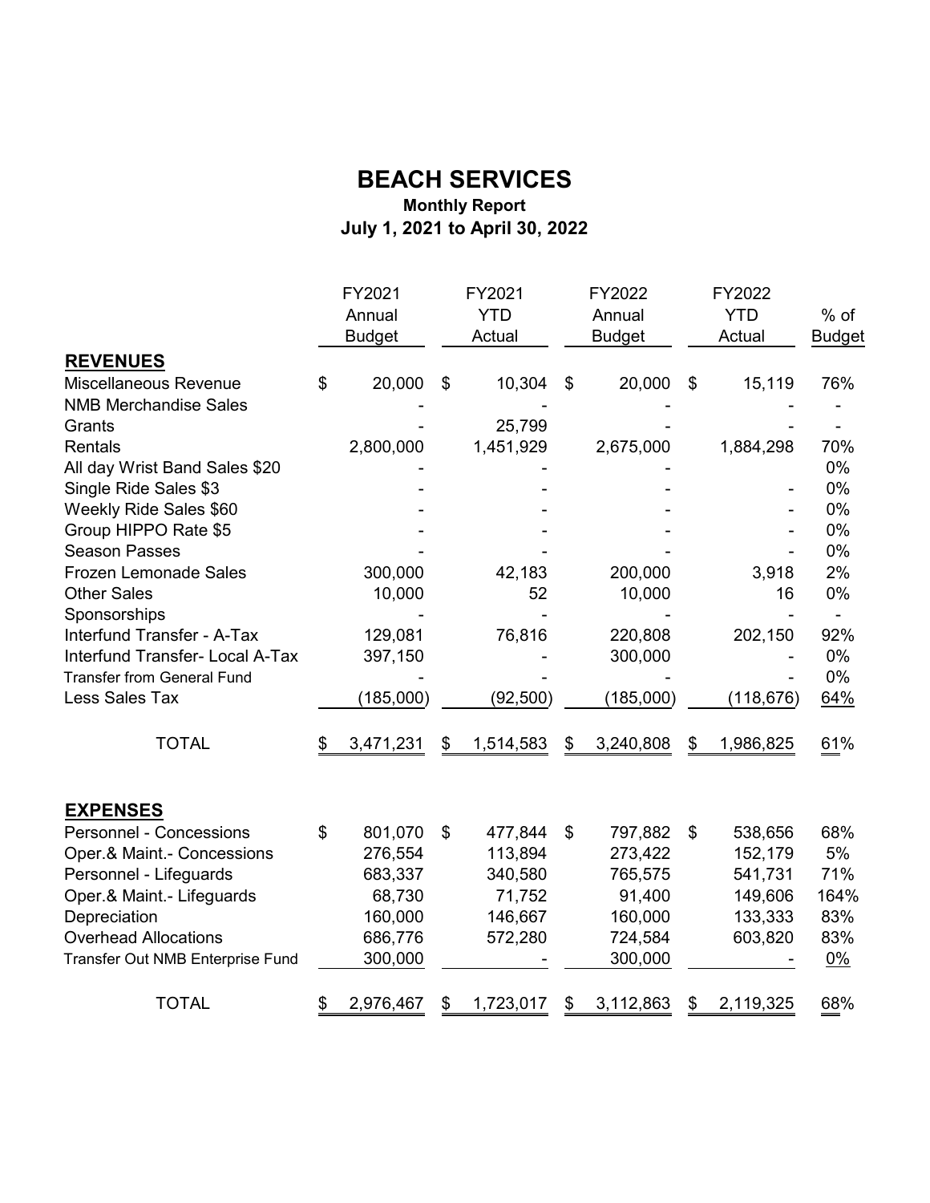# BEACH SERVICES

### Monthly Report
### July 1, 2021 to April 30, 2022

| | FY2021 Annual Budget | FY2021 YTD Actual | FY2022 Annual Budget | FY2022 YTD Actual | % of Budget |
|---|---|---|---|---|---|
| **REVENUES** | | | | | |
| Miscellaneous Revenue | $ 20,000 | $ 10,304 | $ 20,000 | $ 15,119 | 76% |
| NMB Merchandise Sales | - | - | - | - | - |
| Grants | - | 25,799 | - | - | - |
| Rentals | 2,800,000 | 1,451,929 | 2,675,000 | 1,884,298 | 70% |
| All day Wrist Band Sales $20 | - | - | - | | 0% |
| Single Ride Sales $3 | - | - | - | - | 0% |
| Weekly Ride Sales $60 | - | - | - | - | 0% |
| Group HIPPO Rate $5 | - | - | - | - | 0% |
| Season Passes | - | - | - | - | 0% |
| Frozen Lemonade Sales | 300,000 | 42,183 | 200,000 | 3,918 | 2% |
| Other Sales | 10,000 | 52 | 10,000 | 16 | 0% |
| Sponsorships | - | - | - | - | - |
| Interfund Transfer - A-Tax | 129,081 | 76,816 | 220,808 | 202,150 | 92% |
| Interfund Transfer- Local A-Tax | 397,150 | - | 300,000 | - | 0% |
| Transfer from General Fund | - | - | - | - | 0% |
| Less Sales Tax | (185,000) | (92,500) | (185,000) | (118,676) | 64% |
| TOTAL | $ 3,471,231 | $ 1,514,583 | $ 3,240,808 | $ 1,986,825 | 61% |
| **EXPENSES** | | | | | |
| Personnel - Concessions | $ 801,070 | $ 477,844 | $ 797,882 | $ 538,656 | 68% |
| Oper.& Maint.- Concessions | 276,554 | 113,894 | 273,422 | 152,179 | 5% |
| Personnel - Lifeguards | 683,337 | 340,580 | 765,575 | 541,731 | 71% |
| Oper.& Maint.- Lifeguards | 68,730 | 71,752 | 91,400 | 149,606 | 164% |
| Depreciation | 160,000 | 146,667 | 160,000 | 133,333 | 83% |
| Overhead Allocations | 686,776 | 572,280 | 724,584 | 603,820 | 83% |
| Transfer Out NMB Enterprise Fund | 300,000 | - | 300,000 | - | 0% |
| TOTAL | $ 2,976,467 | $ 1,723,017 | $ 3,112,863 | $ 2,119,325 | 68% |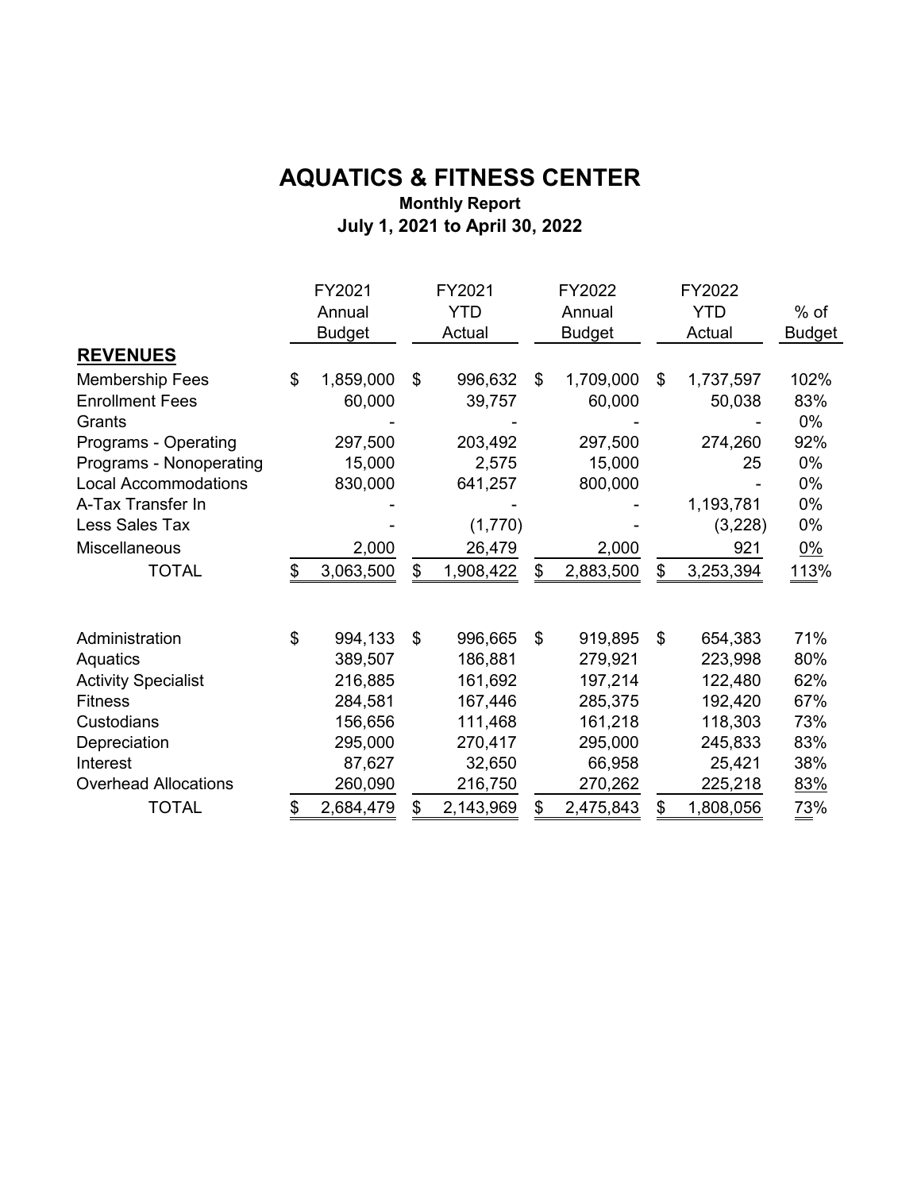# AQUATICS & FITNESS CENTER

### Monthly Report

### July 1, 2021 to April 30, 2022

| | FY2021 Annual Budget | FY2021 YTD Actual | FY2022 Annual Budget | FY2022 YTD Actual | % of Budget |
|---|---|---|---|---|---|
| **REVENUES** | | | | | |
| Membership Fees | $ 1,859,000 | $ 996,632 | $ 1,709,000 | $ 1,737,597 | 102% |
| Enrollment Fees | 60,000 | 39,757 | 60,000 | 50,038 | 83% |
| Grants | - | - | - | - | 0% |
| Programs - Operating | 297,500 | 203,492 | 297,500 | 274,260 | 92% |
| Programs - Nonoperating | 15,000 | 2,575 | 15,000 | 25 | 0% |
| Local Accommodations | 830,000 | 641,257 | 800,000 | - | 0% |
| A-Tax Transfer In | - | - | - | 1,193,781 | 0% |
| Less Sales Tax | - | (1,770) | - | (3,228) | 0% |
| Miscellaneous | 2,000 | 26,479 | 2,000 | 921 | 0% |
| TOTAL | $ 3,063,500 | $ 1,908,422 | $ 2,883,500 | $ 3,253,394 | 113% |
| | | | | | |
| Administration | $ 994,133 | $ 996,665 | $ 919,895 | $ 654,383 | 71% |
| Aquatics | 389,507 | 186,881 | 279,921 | 223,998 | 80% |
| Activity Specialist | 216,885 | 161,692 | 197,214 | 122,480 | 62% |
| Fitness | 284,581 | 167,446 | 285,375 | 192,420 | 67% |
| Custodians | 156,656 | 111,468 | 161,218 | 118,303 | 73% |
| Depreciation | 295,000 | 270,417 | 295,000 | 245,833 | 83% |
| Interest | 87,627 | 32,650 | 66,958 | 25,421 | 38% |
| Overhead Allocations | 260,090 | 216,750 | 270,262 | 225,218 | 83% |
| TOTAL | $ 2,684,479 | $ 2,143,969 | $ 2,475,843 | $ 1,808,056 | 73% |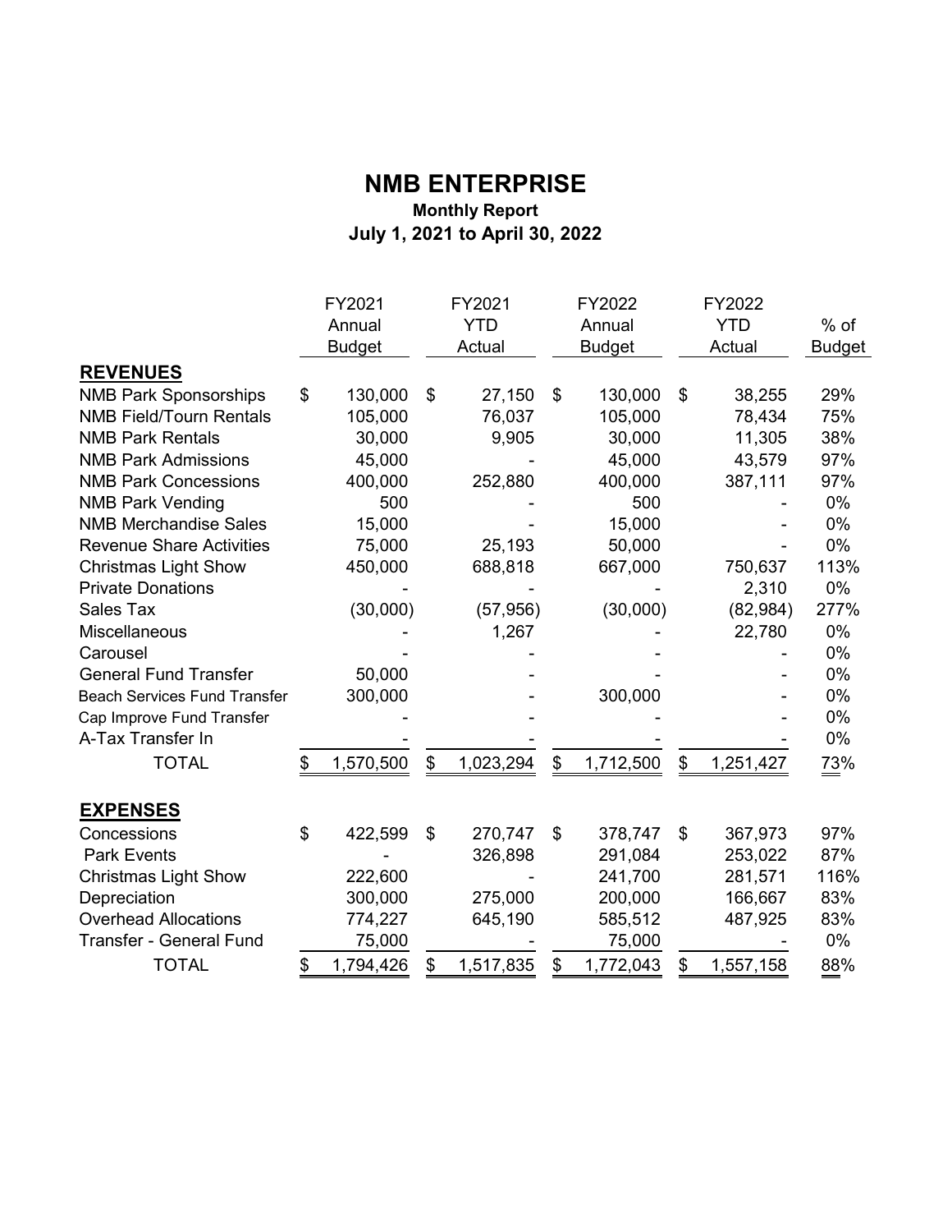# NMB ENTERPRISE

## Monthly Report

## July 1, 2021 to April 30, 2022

| | FY2021 Annual Budget | FY2021 YTD Actual | FY2022 Annual Budget | FY2022 YTD Actual | % of Budget |
|---|---|---|---|---|---|
| **REVENUES** | | | | | |
| NMB Park Sponsorships | $ 130,000 | $ 27,150 | $ 130,000 | $ 38,255 | 29% |
| NMB Field/Tourn Rentals | 105,000 | 76,037 | 105,000 | 78,434 | 75% |
| NMB Park Rentals | 30,000 | 9,905 | 30,000 | 11,305 | 38% |
| NMB Park Admissions | 45,000 | - | 45,000 | 43,579 | 97% |
| NMB Park Concessions | 400,000 | 252,880 | 400,000 | 387,111 | 97% |
| NMB Park Vending | 500 | - | 500 | - | 0% |
| NMB Merchandise Sales | 15,000 | - | 15,000 | - | 0% |
| Revenue Share Activities | 75,000 | 25,193 | 50,000 | - | 0% |
| Christmas Light Show | 450,000 | 688,818 | 667,000 | 750,637 | 113% |
| Private Donations | - | - | - | 2,310 | 0% |
| Sales Tax | (30,000) | (57,956) | (30,000) | (82,984) | 277% |
| Miscellaneous | - | 1,267 | - | 22,780 | 0% |
| Carousel | - | - | - | - | 0% |
| General Fund Transfer | 50,000 | - | - | - | 0% |
| Beach Services Fund Transfer | 300,000 | - | 300,000 | - | 0% |
| Cap Improve Fund Transfer | - | - | - | - | 0% |
| A-Tax Transfer In | - | - | - | - | 0% |
| TOTAL | $ 1,570,500 | $ 1,023,294 | $ 1,712,500 | $ 1,251,427 | 73% |
| **EXPENSES** | | | | | |
| Concessions | $ 422,599 | $ 270,747 | $ 378,747 | $ 367,973 | 97% |
| Park Events | - | 326,898 | 291,084 | 253,022 | 87% |
| Christmas Light Show | 222,600 | - | 241,700 | 281,571 | 116% |
| Depreciation | 300,000 | 275,000 | 200,000 | 166,667 | 83% |
| Overhead Allocations | 774,227 | 645,190 | 585,512 | 487,925 | 83% |
| Transfer - General Fund | 75,000 | - | 75,000 | - | 0% |
| TOTAL | $ 1,794,426 | $ 1,517,835 | $ 1,772,043 | $ 1,557,158 | 88% |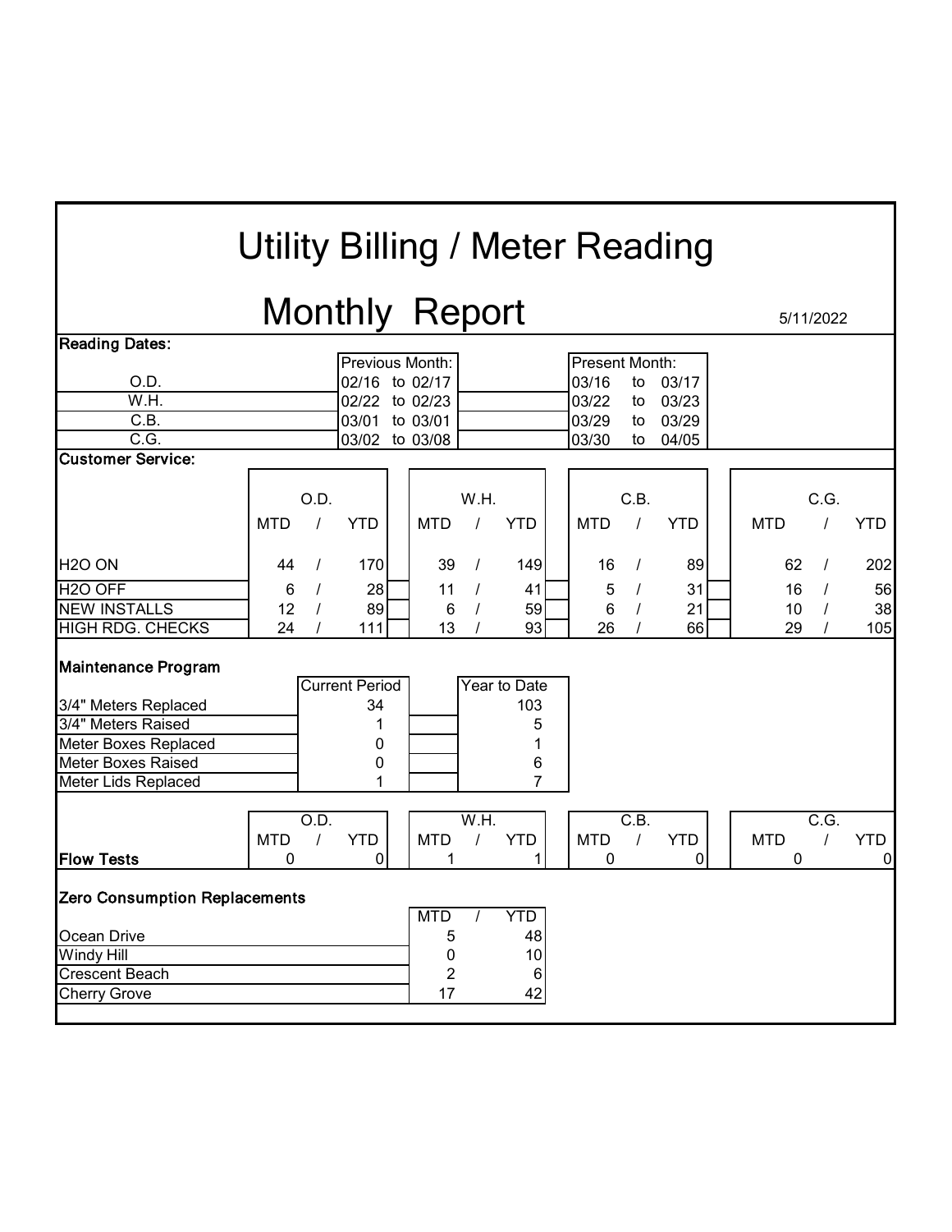# Utility Billing / Meter Reading

# Monthly Report

5/11/2022

**Reading Dates:**

| | Previous Month: | Present Month: |
|---|---|---|
| O.D. | 02/16 to 02/17 | 03/16 to 03/17 |
| W.H. | 02/22 to 02/23 | 03/22 to 03/23 |
| C.B. | 03/01 to 03/01 | 03/29 to 03/29 |
| C.G. | 03/02 to 03/08 | 03/30 to 04/05 |

**Customer Service:**

| | O.D. | | W.H. | | C.B. | | C.G. | |
|---|---|---|---|---|---|---|---|---|
| | MTD | YTD | MTD | YTD | MTD | YTD | MTD | YTD |
| $H_2O$ ON | 44 | 170 | 39 | 149 | 16 | 89 | 62 | 202 |
| $H_2O$ OFF | 6 | 28 | 11 | 41 | 5 | 31 | 16 | 56 |
| NEW INSTALLS | 12 | 89 | 6 | 59 | 6 | 21 | 10 | 38 |
| HIGH RDG. CHECKS | 24 | 111 | 13 | 93 | 26 | 66 | 29 | 105 |

**Maintenance Program**

| | Current Period | Year to Date |
|---|---|---|
| 3/4" Meters Replaced | 34 | 103 |
| 3/4" Meters Raised | 1 | 5 |
| Meter Boxes Replaced | 0 | 1 |
| Meter Boxes Raised | 0 | 6 |
| Meter Lids Replaced | 1 | 7 |

| | O.D. | | W.H. | | C.B. | | C.G. | |
|---|---|---|---|---|---|---|---|---|
| | MTD | YTD | MTD | YTD | MTD | YTD | MTD | YTD |
| **Flow Tests** | 0 | 0 | 1 | 1 | 0 | 0 | 0 | 0 |

**Zero Consumption Replacements**

| | MTD | YTD |
|---|---|---|
| Ocean Drive | 5 | 48 |
| Windy Hill | 0 | 10 |
| Crescent Beach | 2 | 6 |
| Cherry Grove | 17 | 42 |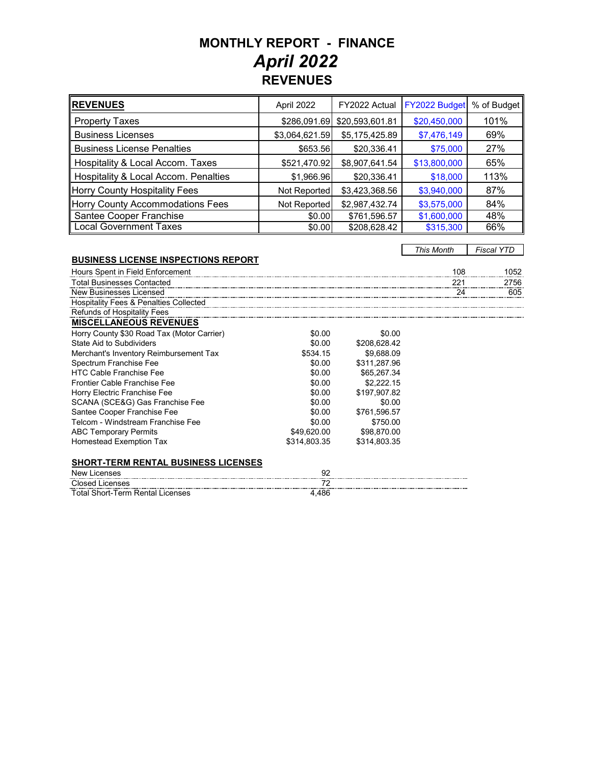# MONTHLY REPORT - FINANCE
## *April 2022*
## REVENUES

| **REVENUES** | April 2022 | FY2022 Actual | FY2022 Budget | % of Budget |
|---|---|---|---|---|
| Property Taxes | $286,091.69 | $20,593,601.81 | $20,450,000 | 101% |
| Business Licenses | $3,064,621.59 | $5,175,425.89 | $7,476,149 | 69% |
| Business License Penalties | $653.56 | $20,336.41 | $75,000 | 27% |
| Hospitality & Local Accom. Taxes | $521,470.92 | $8,907,641.54 | $13,800,000 | 65% |
| Hospitality & Local Accom. Penalties | $1,966.96 | $20,336.41 | $18,000 | 113% |
| Horry County Hospitality Fees | Not Reported | $3,423,368.56 | $3,940,000 | 87% |
| Horry County Accommodations Fees | Not Reported | $2,987,432.74 | $3,575,000 | 84% |
| Santee Cooper Franchise | $0.00 | $761,596.57 | $1,600,000 | 48% |
| Local Government Taxes | $0.00 | $208,628.42 | $315,300 | 66% |

| **BUSINESS LICENSE INSPECTIONS REPORT** | *This Month* | *Fiscal YTD* |
|---|---|---|
| Hours Spent in Field Enforcement | 108 | 1052 |
| Total Businesses Contacted | 221 | 2756 |
| New Businesses Licensed | 24 | 605 |
| Hospitality Fees & Penalties Collected | | |
| Refunds of Hospitality Fees | | |

| **MISCELLANEOUS REVENUES** | | |
|---|---|---|
| Horry County $30 Road Tax (Motor Carrier) | $0.00 | $0.00 |
| State Aid to Subdividers | $0.00 | $208,628.42 |
| Merchant's Inventory Reimbursement Tax | $534.15 | $9,688.09 |
| Spectrum Franchise Fee | $0.00 | $311,287.96 |
| HTC Cable Franchise Fee | $0.00 | $65,267.34 |
| Frontier Cable Franchise Fee | $0.00 | $2,222.15 |
| Horry Electric Franchise Fee | $0.00 | $197,907.82 |
| SCANA (SCE&G) Gas Franchise Fee | $0.00 | $0.00 |
| Santee Cooper Franchise Fee | $0.00 | $761,596.57 |
| Telcom - Windstream Franchise Fee | $0.00 | $750.00 |
| ABC Temporary Permits | $49,620.00 | $98,870.00 |
| Homestead Exemption Tax | $314,803.35 | $314,803.35 |

| **SHORT-TERM RENTAL BUSINESS LICENSES** | |
|---|---|
| New Licenses | 92 |
| Closed Licenses | 72 |
| Total Short-Term Rental Licenses | 4,486 |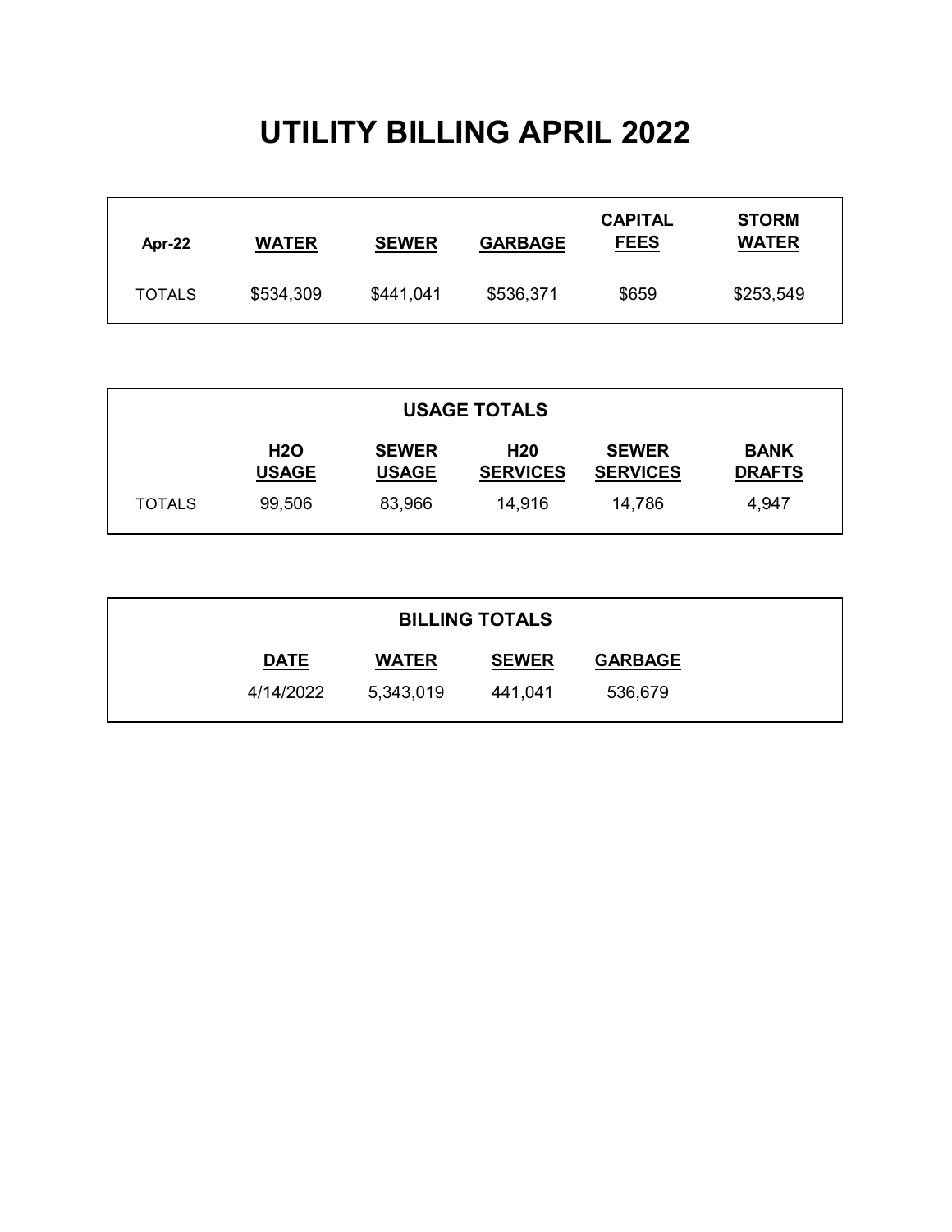# UTILITY BILLING APRIL 2022

| Apr-22 | WATER | SEWER | GARBAGE | CAPITAL FEES | STORM WATER |
|---|---|---|---|---|---|
| TOTALS | $534,309 | $441,041 | $536,371 | $659 | $253,549 |

| USAGE TOTALS | | | | | |
|---|---|---|---|---|---|
| | H2O USAGE | SEWER USAGE | H20 SERVICES | SEWER SERVICES | BANK DRAFTS |
| TOTALS | 99,506 | 83,966 | 14,916 | 14,786 | 4,947 |

| BILLING TOTALS | | | |
|---|---|---|---|
| DATE | WATER | SEWER | GARBAGE |
| 4/14/2022 | 5,343,019 | 441,041 | 536,679 |